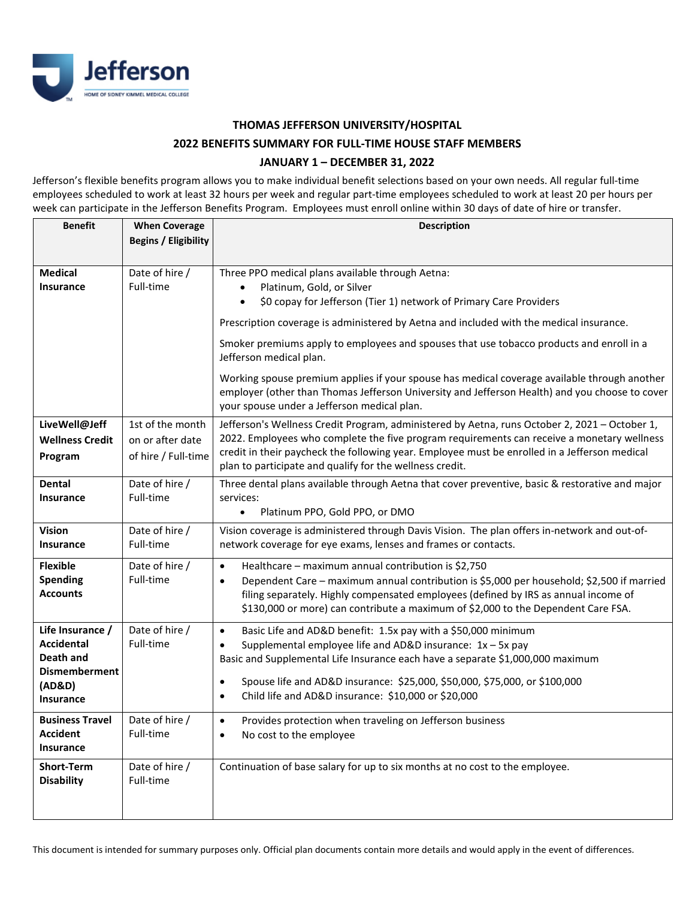**THOMAS JEFFERSON UNIVERSITY/HOSPITAL**

**2022 BENEFITS SUMMARY FOR FULL-TIME HOUSE STAFF MEMBERS**

**JANUARY 1 – DECEMBER 31, 2022**

Jefferson's flexible benefits program allows you to make individual benefit selections based on your own needs. All regular full-time employees scheduled to work at least 32 hours per week and regular part-time employees scheduled to work at least 20 per hours per week can participate in the Jefferson Benefits Program. Employees must enroll online within 30 days of date of hire or transfer.

| Benefit | When Coverage Begins / Eligibility | Description |
|---|---|---|
| **Medical Insurance** | Date of hire / Full-time | Three PPO medical plans available through Aetna:<br>• Platinum, Gold, or Silver<br>• $0 copay for Jefferson (Tier 1) network of Primary Care Providers<br><br>Prescription coverage is administered by Aetna and included with the medical insurance.<br><br>Smoker premiums apply to employees and spouses that use tobacco products and enroll in a Jefferson medical plan.<br><br>Working spouse premium applies if your spouse has medical coverage available through another employer (other than Thomas Jefferson University and Jefferson Health) and you choose to cover your spouse under a Jefferson medical plan. |
| **LiveWell@Jeff Wellness Credit Program** | 1st of the month on or after date of hire / Full-time | Jefferson's Wellness Credit Program, administered by Aetna, runs October 2, 2021 – October 1, 2022. Employees who complete the five program requirements can receive a monetary wellness credit in their paycheck the following year. Employee must be enrolled in a Jefferson medical plan to participate and qualify for the wellness credit. |
| **Dental Insurance** | Date of hire / Full-time | Three dental plans available through Aetna that cover preventive, basic & restorative and major services:<br>• Platinum PPO, Gold PPO, or DMO |
| **Vision Insurance** | Date of hire / Full-time | Vision coverage is administered through Davis Vision. The plan offers in-network and out-of-network coverage for eye exams, lenses and frames or contacts. |
| **Flexible Spending Accounts** | Date of hire / Full-time | • Healthcare – maximum annual contribution is $2,750<br>• Dependent Care – maximum annual contribution is $5,000 per household; $2,500 if married filing separately. Highly compensated employees (defined by IRS as annual income of $130,000 or more) can contribute a maximum of $2,000 to the Dependent Care FSA. |
| **Life Insurance / Accidental Death and Dismemberment (AD&D) Insurance** | Date of hire / Full-time | • Basic Life and AD&D benefit: 1.5x pay with a $50,000 minimum<br>• Supplemental employee life and AD&D insurance: 1x – 5x pay<br>Basic and Supplemental Life Insurance each have a separate $1,000,000 maximum<br><br>• Spouse life and AD&D insurance: $25,000, $50,000, $75,000, or $100,000<br>• Child life and AD&D insurance: $10,000 or $20,000 |
| **Business Travel Accident Insurance** | Date of hire / Full-time | • Provides protection when traveling on Jefferson business<br>• No cost to the employee |
| **Short-Term Disability** | Date of hire / Full-time | Continuation of base salary for up to six months at no cost to the employee. |

This document is intended for summary purposes only. Official plan documents contain more details and would apply in the event of differences.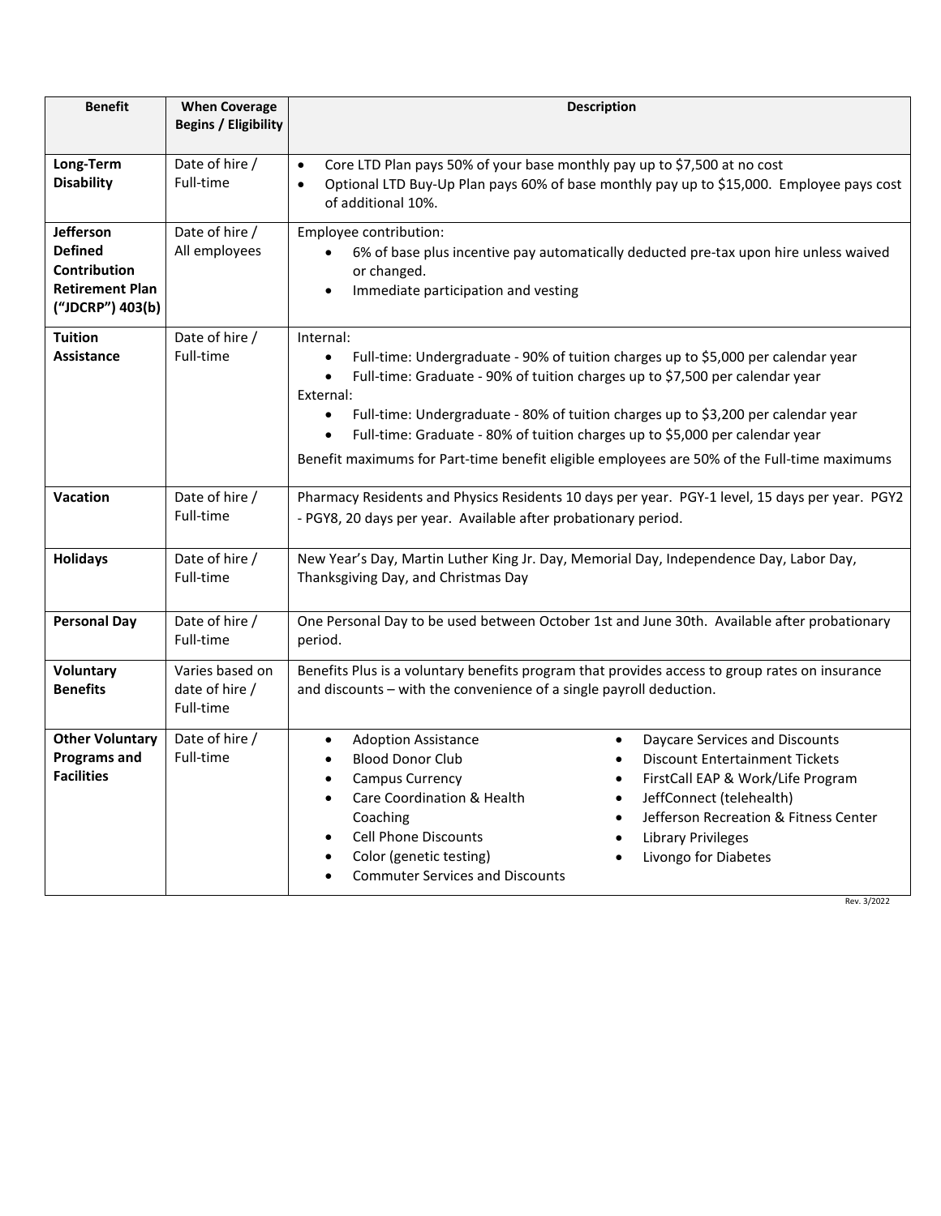| Benefit | When Coverage Begins / Eligibility | Description |
|---|---|---|
| **Long-Term Disability** | Date of hire / Full-time | • Core LTD Plan pays 50% of your base monthly pay up to $7,500 at no cost<br>• Optional LTD Buy-Up Plan pays 60% of base monthly pay up to $15,000. Employee pays cost of additional 10%. |
| **Jefferson Defined Contribution Retirement Plan ("JDCRP") 403(b)** | Date of hire / All employees | Employee contribution:<br>• 6% of base plus incentive pay automatically deducted pre-tax upon hire unless waived or changed.<br>• Immediate participation and vesting |
| **Tuition Assistance** | Date of hire / Full-time | Internal:<br>• Full-time: Undergraduate - 90% of tuition charges up to $5,000 per calendar year<br>• Full-time: Graduate - 90% of tuition charges up to $7,500 per calendar year<br>External:<br>• Full-time: Undergraduate - 80% of tuition charges up to $3,200 per calendar year<br>• Full-time: Graduate - 80% of tuition charges up to $5,000 per calendar year<br>Benefit maximums for Part-time benefit eligible employees are 50% of the Full-time maximums |
| **Vacation** | Date of hire / Full-time | Pharmacy Residents and Physics Residents 10 days per year. PGY-1 level, 15 days per year. PGY2 - PGY8, 20 days per year. Available after probationary period. |
| **Holidays** | Date of hire / Full-time | New Year's Day, Martin Luther King Jr. Day, Memorial Day, Independence Day, Labor Day, Thanksgiving Day, and Christmas Day |
| **Personal Day** | Date of hire / Full-time | One Personal Day to be used between October 1st and June 30th. Available after probationary period. |
| **Voluntary Benefits** | Varies based on date of hire / Full-time | Benefits Plus is a voluntary benefits program that provides access to group rates on insurance and discounts – with the convenience of a single payroll deduction. |
| **Other Voluntary Programs and Facilities** | Date of hire / Full-time | • Adoption Assistance<br>• Blood Donor Club<br>• Campus Currency<br>• Care Coordination & Health Coaching<br>• Cell Phone Discounts<br>• Color (genetic testing)<br>• Commuter Services and Discounts<br>• Daycare Services and Discounts<br>• Discount Entertainment Tickets<br>• FirstCall EAP & Work/Life Program<br>• JeffConnect (telehealth)<br>• Jefferson Recreation & Fitness Center<br>• Library Privileges<br>• Livongo for Diabetes |

Rev. 3/2022